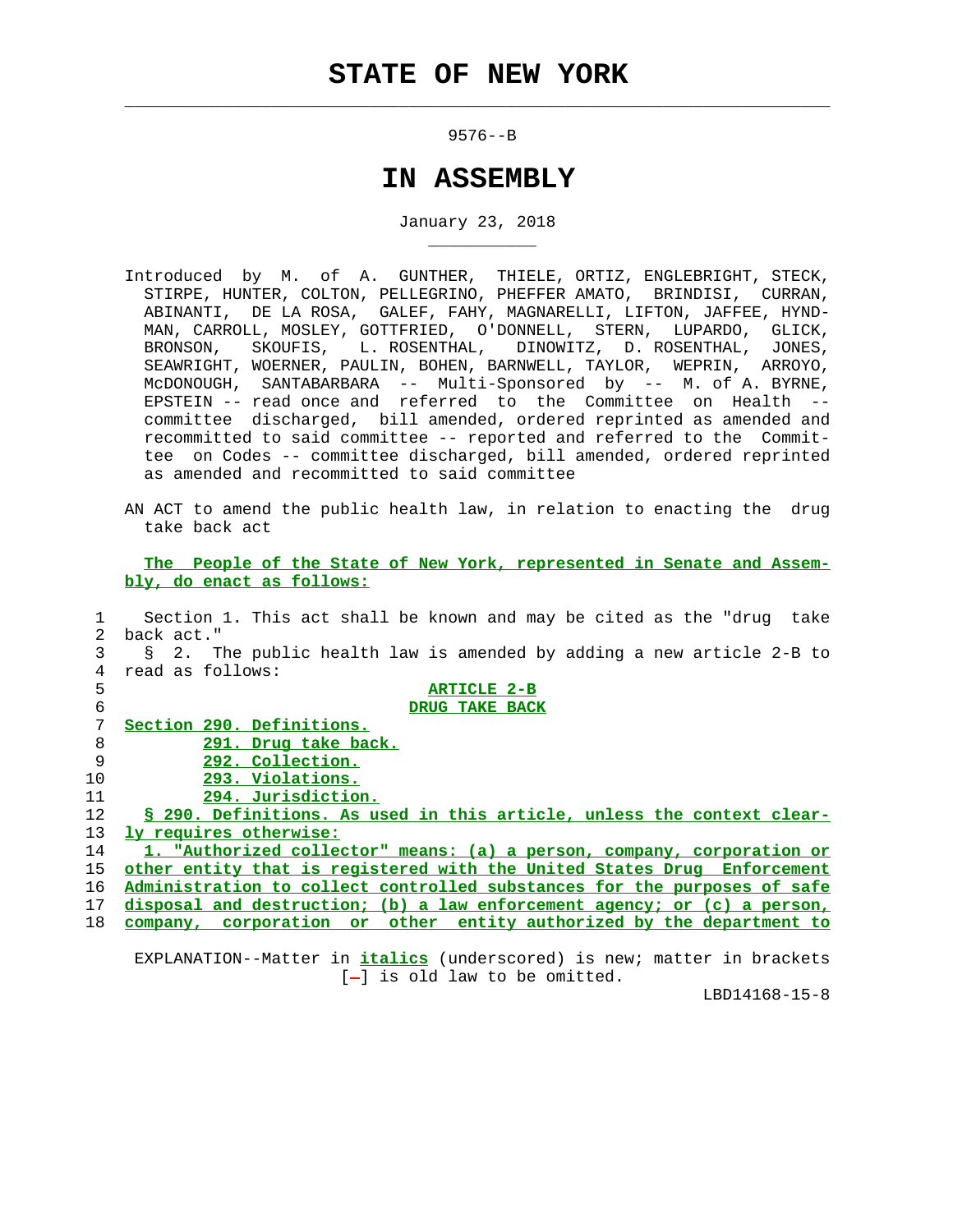# STATE OF NEW YORK

9576--B

# IN ASSEMBLY

January 23, 2018

Introduced by M. of A. GUNTHER, THIELE, ORTIZ, ENGLEBRIGHT, STECK, STIRPE, HUNTER, COLTON, PELLEGRINO, PHEFFER AMATO, BRINDISI, CURRAN, ABINANTI, DE LA ROSA, GALEF, FAHY, MAGNARELLI, LIFTON, JAFFEE, HYNDMAN, CARROLL, MOSLEY, GOTTFRIED, O'DONNELL, STERN, LUPARDO, GLICK, BRONSON, SKOUFIS, L. ROSENTHAL, DINOWITZ, D. ROSENTHAL, JONES, SEAWRIGHT, WOERNER, PAULIN, BOHEN, BARNWELL, TAYLOR, WEPRIN, ARROYO, McDONOUGH, SANTABARBARA -- Multi-Sponsored by -- M. of A. BYRNE, EPSTEIN -- read once and referred to the Committee on Health -- committee discharged, bill amended, ordered reprinted as amended and recommitted to said committee -- reported and referred to the Committee on Codes -- committee discharged, bill amended, ordered reprinted as amended and recommitted to said committee

AN ACT to amend the public health law, in relation to enacting the drug take back act

The People of the State of New York, represented in Senate and Assembly, do enact as follows:

1 Section 1. This act shall be known and may be cited as the "drug take
2 back act."
3 § 2. The public health law is amended by adding a new article 2-B to
4 read as follows:
5 ARTICLE 2-B
6 DRUG TAKE BACK
7 Section 290. Definitions.
8 291. Drug take back.
9 292. Collection.
10 293. Violations.
11 294. Jurisdiction.
12 § 290. Definitions. As used in this article, unless the context clear-
13 ly requires otherwise:
14 1. "Authorized collector" means: (a) a person, company, corporation or
15 other entity that is registered with the United States Drug Enforcement
16 Administration to collect controlled substances for the purposes of safe
17 disposal and destruction; (b) a law enforcement agency; or (c) a person,
18 company, corporation or other entity authorized by the department to

EXPLANATION--Matter in *italics* (underscored) is new; matter in brackets [-] is old law to be omitted.

LBD14168-15-8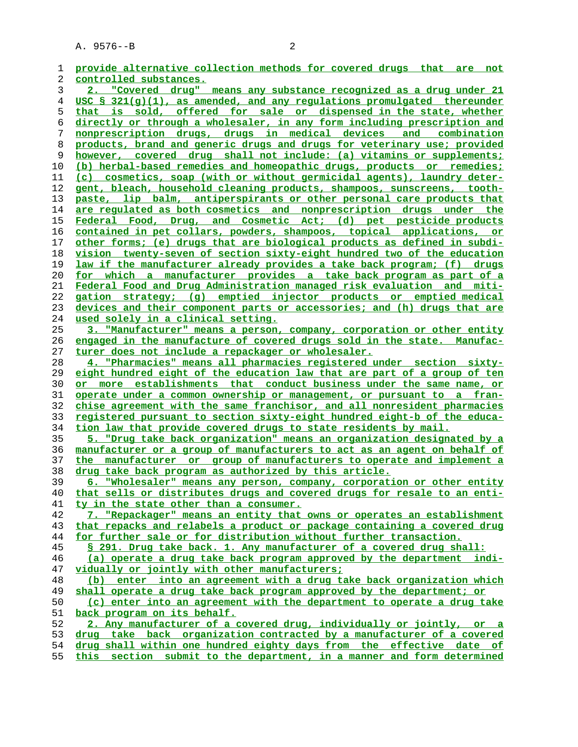provide alternative collection methods for covered drugs that are not controlled substances.

2. "Covered drug" means any substance recognized as a drug under 21 USC § 321(g)(1), as amended, and any regulations promulgated thereunder that is sold, offered for sale or dispensed in the state, whether directly or through a wholesaler, in any form including prescription and nonprescription drugs, drugs in medical devices and combination products, brand and generic drugs and drugs for veterinary use; provided however, covered drug shall not include: (a) vitamins or supplements; (b) herbal-based remedies and homeopathic drugs, products or remedies; (c) cosmetics, soap (with or without germicidal agents), laundry detergent, bleach, household cleaning products, shampoos, sunscreens, toothpaste, lip balm, antiperspirants or other personal care products that are regulated as both cosmetics and nonprescription drugs under the Federal Food, Drug, and Cosmetic Act; (d) pet pesticide products contained in pet collars, powders, shampoos, topical applications, or other forms; (e) drugs that are biological products as defined in subdivision twenty-seven of section sixty-eight hundred two of the education law if the manufacturer already provides a take back program; (f) drugs for which a manufacturer provides a take back program as part of a Federal Food and Drug Administration managed risk evaluation and mitigation strategy; (g) emptied injector products or emptied medical devices and their component parts or accessories; and (h) drugs that are used solely in a clinical setting.

3. "Manufacturer" means a person, company, corporation or other entity engaged in the manufacture of covered drugs sold in the state. Manufacturer does not include a repackager or wholesaler.

4. "Pharmacies" means all pharmacies registered under section sixty-eight hundred eight of the education law that are part of a group of ten or more establishments that conduct business under the same name, or operate under a common ownership or management, or pursuant to a franchise agreement with the same franchisor, and all nonresident pharmacies registered pursuant to section sixty-eight hundred eight-b of the education law that provide covered drugs to state residents by mail.

5. "Drug take back organization" means an organization designated by a manufacturer or a group of manufacturers to act as an agent on behalf of the manufacturer or group of manufacturers to operate and implement a drug take back program as authorized by this article.

6. "Wholesaler" means any person, company, corporation or other entity that sells or distributes drugs and covered drugs for resale to an entity in the state other than a consumer.

7. "Repackager" means an entity that owns or operates an establishment that repacks and relabels a product or package containing a covered drug for further sale or for distribution without further transaction.

§ 291. Drug take back. 1. Any manufacturer of a covered drug shall:

(a) operate a drug take back program approved by the department individually or jointly with other manufacturers;

(b) enter into an agreement with a drug take back organization which shall operate a drug take back program approved by the department; or

(c) enter into an agreement with the department to operate a drug take back program on its behalf.

2. Any manufacturer of a covered drug, individually or jointly, or a drug take back organization contracted by a manufacturer of a covered drug shall within one hundred eighty days from the effective date of this section submit to the department, in a manner and form determined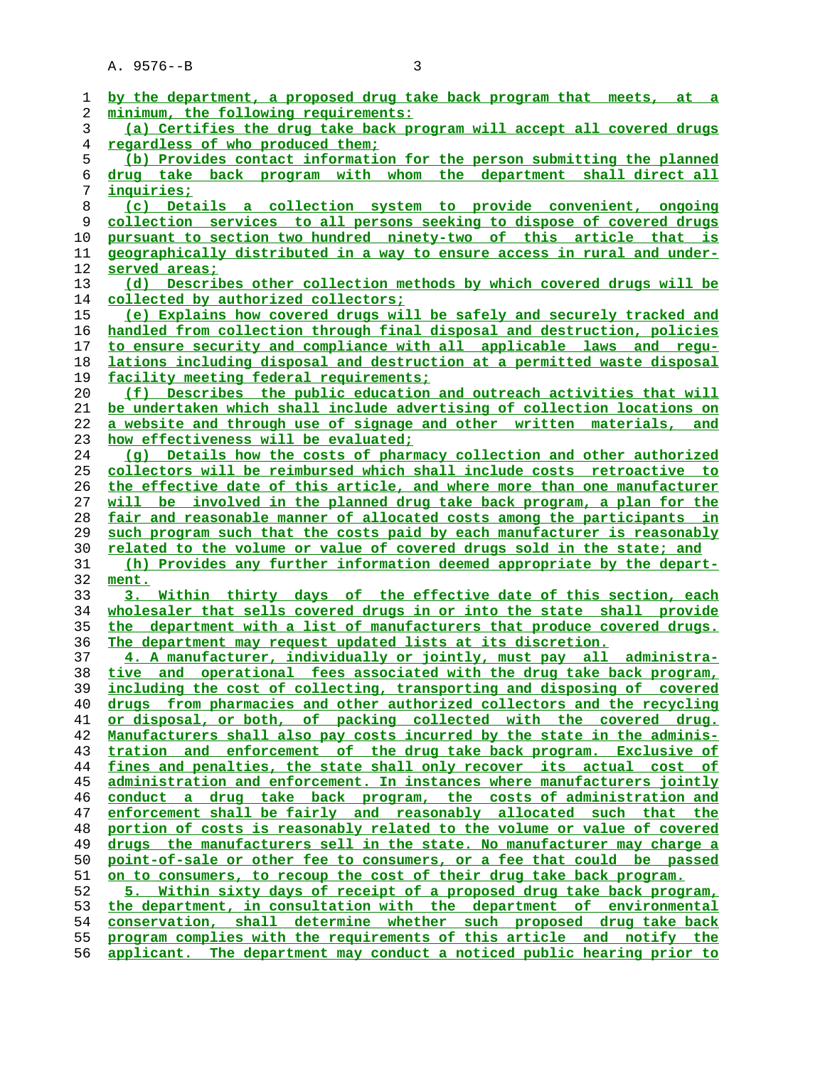by the department, a proposed drug take back program that meets, at a minimum, the following requirements:

(a) Certifies the drug take back program will accept all covered drugs regardless of who produced them;

(b) Provides contact information for the person submitting the planned drug take back program with whom the department shall direct all inquiries;

(c) Details a collection system to provide convenient, ongoing collection services to all persons seeking to dispose of covered drugs pursuant to section two hundred ninety-two of this article that is geographically distributed in a way to ensure access in rural and under-served areas;

(d) Describes other collection methods by which covered drugs will be collected by authorized collectors;

(e) Explains how covered drugs will be safely and securely tracked and handled from collection through final disposal and destruction, policies to ensure security and compliance with all applicable laws and regulations including disposal and destruction at a permitted waste disposal facility meeting federal requirements;

(f) Describes the public education and outreach activities that will be undertaken which shall include advertising of collection locations on a website and through use of signage and other written materials, and how effectiveness will be evaluated;

(g) Details how the costs of pharmacy collection and other authorized collectors will be reimbursed which shall include costs retroactive to the effective date of this article, and where more than one manufacturer will be involved in the planned drug take back program, a plan for the fair and reasonable manner of allocated costs among the participants in such program such that the costs paid by each manufacturer is reasonably related to the volume or value of covered drugs sold in the state; and

(h) Provides any further information deemed appropriate by the department.

3. Within thirty days of the effective date of this section, each wholesaler that sells covered drugs in or into the state shall provide the department with a list of manufacturers that produce covered drugs. The department may request updated lists at its discretion.

4. A manufacturer, individually or jointly, must pay all administrative and operational fees associated with the drug take back program, including the cost of collecting, transporting and disposing of covered drugs from pharmacies and other authorized collectors and the recycling or disposal, or both, of packing collected with the covered drug. Manufacturers shall also pay costs incurred by the state in the administration and enforcement of the drug take back program. Exclusive of fines and penalties, the state shall only recover its actual cost of administration and enforcement. In instances where manufacturers jointly conduct a drug take back program, the costs of administration and enforcement shall be fairly and reasonably allocated such that the portion of costs is reasonably related to the volume or value of covered drugs the manufacturers sell in the state. No manufacturer may charge a point-of-sale or other fee to consumers, or a fee that could be passed on to consumers, to recoup the cost of their drug take back program.

5. Within sixty days of receipt of a proposed drug take back program, the department, in consultation with the department of environmental conservation, shall determine whether such proposed drug take back program complies with the requirements of this article and notify the applicant. The department may conduct a noticed public hearing prior to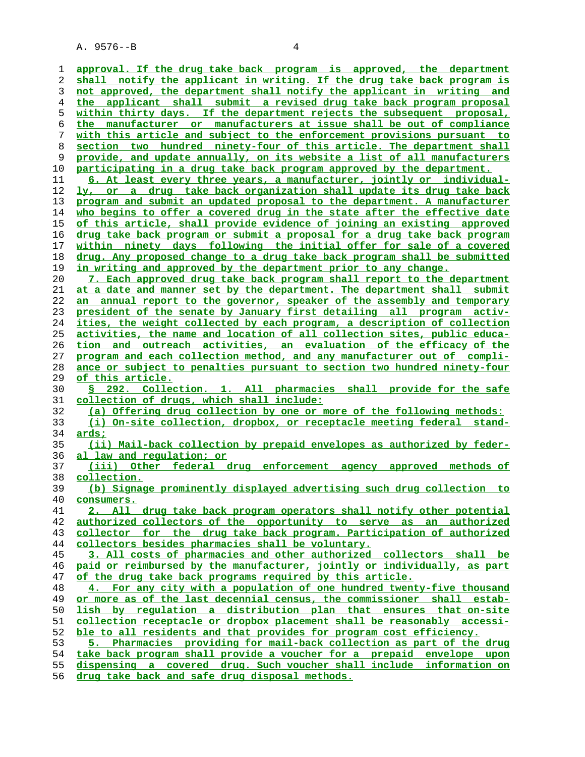approval. If the drug take back program is approved, the department shall notify the applicant in writing. If the drug take back program is not approved, the department shall notify the applicant in writing and the applicant shall submit a revised drug take back program proposal within thirty days. If the department rejects the subsequent proposal, the manufacturer or manufacturers at issue shall be out of compliance with this article and subject to the enforcement provisions pursuant to section two hundred ninety-four of this article. The department shall provide, and update annually, on its website a list of all manufacturers participating in a drug take back program approved by the department.

6. At least every three years, a manufacturer, jointly or individually, or a drug take back organization shall update its drug take back program and submit an updated proposal to the department. A manufacturer who begins to offer a covered drug in the state after the effective date of this article, shall provide evidence of joining an existing approved drug take back program or submit a proposal for a drug take back program within ninety days following the initial offer for sale of a covered drug. Any proposed change to a drug take back program shall be submitted in writing and approved by the department prior to any change.

7. Each approved drug take back program shall report to the department at a date and manner set by the department. The department shall submit an annual report to the governor, speaker of the assembly and temporary president of the senate by January first detailing all program activities, the weight collected by each program, a description of collection activities, the name and location of all collection sites, public education and outreach activities, an evaluation of the efficacy of the program and each collection method, and any manufacturer out of compliance or subject to penalties pursuant to section two hundred ninety-four of this article.

§ 292. Collection. 1. All pharmacies shall provide for the safe collection of drugs, which shall include:

(a) Offering drug collection by one or more of the following methods:

(i) On-site collection, dropbox, or receptacle meeting federal standards;

(ii) Mail-back collection by prepaid envelopes as authorized by federal law and regulation; or

(iii) Other federal drug enforcement agency approved methods of collection.

(b) Signage prominently displayed advertising such drug collection to consumers.

2. All drug take back program operators shall notify other potential authorized collectors of the opportunity to serve as an authorized collector for the drug take back program. Participation of authorized collectors besides pharmacies shall be voluntary.

3. All costs of pharmacies and other authorized collectors shall be paid or reimbursed by the manufacturer, jointly or individually, as part of the drug take back programs required by this article.

4. For any city with a population of one hundred twenty-five thousand or more as of the last decennial census, the commissioner shall establish by regulation a distribution plan that ensures that on-site collection receptacle or dropbox placement shall be reasonably accessible to all residents and that provides for program cost efficiency.

5. Pharmacies providing for mail-back collection as part of the drug take back program shall provide a voucher for a prepaid envelope upon dispensing a covered drug. Such voucher shall include information on drug take back and safe drug disposal methods.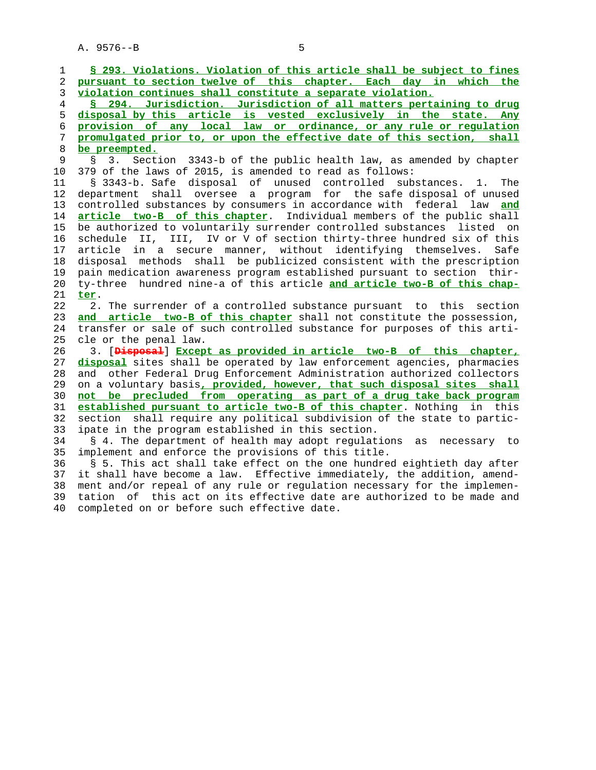**§ 293. Violations. Violation of this article shall be subject to fines pursuant to section twelve of this chapter. Each day in which the violation continues shall constitute a separate violation.**

**§ 294. Jurisdiction. Jurisdiction of all matters pertaining to drug disposal by this article is vested exclusively in the state. Any provision of any local law or ordinance, or any rule or regulation promulgated prior to, or upon the effective date of this section, shall be preempted.**

§ 3. Section 3343-b of the public health law, as amended by chapter 379 of the laws of 2015, is amended to read as follows:

§ 3343-b. Safe disposal of unused controlled substances. 1. The department shall oversee a program for the safe disposal of unused controlled substances by consumers in accordance with federal law **and article two-B of this chapter**. Individual members of the public shall be authorized to voluntarily surrender controlled substances listed on schedule II, III, IV or V of section thirty-three hundred six of this article in a secure manner, without identifying themselves. Safe disposal methods shall be publicized consistent with the prescription pain medication awareness program established pursuant to section thirty-three hundred nine-a of this article **and article two-B of this chapter**.

2. The surrender of a controlled substance pursuant to this section **and article two-B of this chapter** shall not constitute the possession, transfer or sale of such controlled substance for purposes of this article or the penal law.

3. [~~Disposal~~] **Except as provided in article two-B of this chapter, disposal** sites shall be operated by law enforcement agencies, pharmacies and other Federal Drug Enforcement Administration authorized collectors on a voluntary basis**, provided, however, that such disposal sites shall not be precluded from operating as part of a drug take back program established pursuant to article two-B of this chapter**. Nothing in this section shall require any political subdivision of the state to participate in the program established in this section.

§ 4. The department of health may adopt regulations as necessary to implement and enforce the provisions of this title.

§ 5. This act shall take effect on the one hundred eightieth day after it shall have become a law. Effective immediately, the addition, amendment and/or repeal of any rule or regulation necessary for the implementation of this act on its effective date are authorized to be made and completed on or before such effective date.